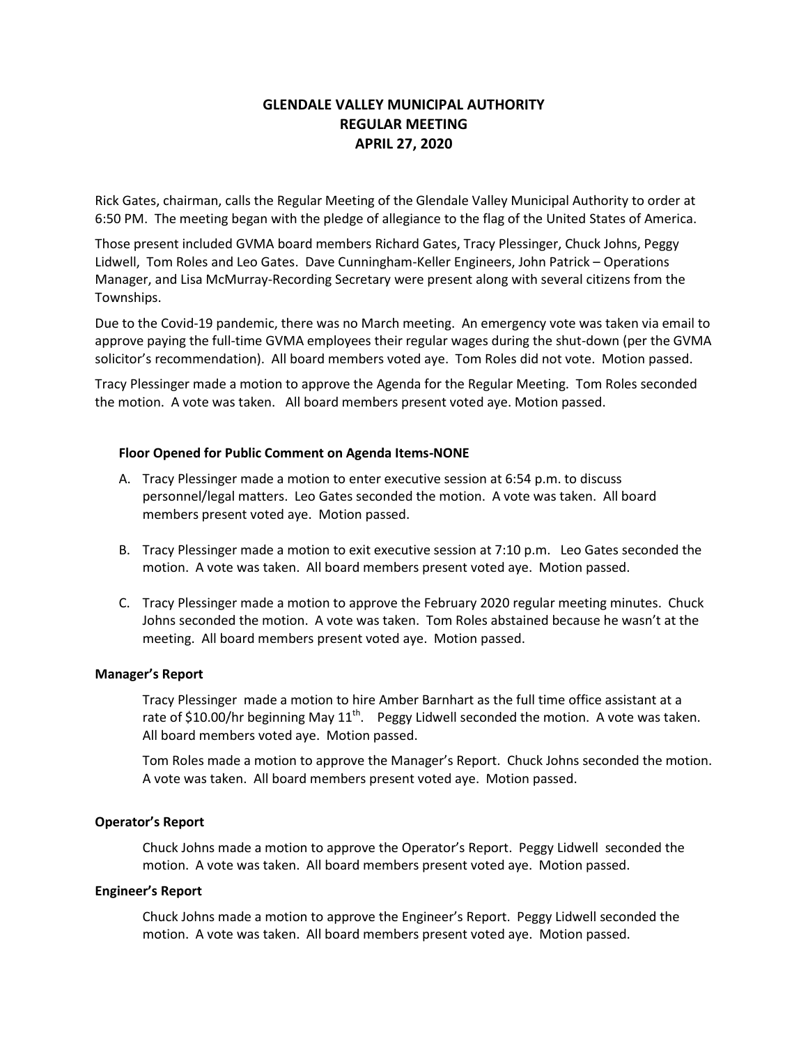# GLENDALE VALLEY MUNICIPAL AUTHORITY
## REGULAR MEETING
## APRIL 27, 2020

Rick Gates, chairman, calls the Regular Meeting of the Glendale Valley Municipal Authority to order at 6:50 PM. The meeting began with the pledge of allegiance to the flag of the United States of America.

Those present included GVMA board members Richard Gates, Tracy Plessinger, Chuck Johns, Peggy Lidwell, Tom Roles and Leo Gates. Dave Cunningham-Keller Engineers, John Patrick – Operations Manager, and Lisa McMurray-Recording Secretary were present along with several citizens from the Townships.

Due to the Covid-19 pandemic, there was no March meeting. An emergency vote was taken via email to approve paying the full-time GVMA employees their regular wages during the shut-down (per the GVMA solicitor's recommendation). All board members voted aye. Tom Roles did not vote. Motion passed.

Tracy Plessinger made a motion to approve the Agenda for the Regular Meeting. Tom Roles seconded the motion. A vote was taken. All board members present voted aye. Motion passed.

**Floor Opened for Public Comment on Agenda Items-NONE**

A. Tracy Plessinger made a motion to enter executive session at 6:54 p.m. to discuss personnel/legal matters. Leo Gates seconded the motion. A vote was taken. All board members present voted aye. Motion passed.

B. Tracy Plessinger made a motion to exit executive session at 7:10 p.m. Leo Gates seconded the motion. A vote was taken. All board members present voted aye. Motion passed.

C. Tracy Plessinger made a motion to approve the February 2020 regular meeting minutes. Chuck Johns seconded the motion. A vote was taken. Tom Roles abstained because he wasn't at the meeting. All board members present voted aye. Motion passed.

**Manager's Report**

Tracy Plessinger made a motion to hire Amber Barnhart as the full time office assistant at a rate of $10.00/hr beginning May 11th. Peggy Lidwell seconded the motion. A vote was taken. All board members voted aye. Motion passed.

Tom Roles made a motion to approve the Manager's Report. Chuck Johns seconded the motion. A vote was taken. All board members present voted aye. Motion passed.

**Operator's Report**

Chuck Johns made a motion to approve the Operator's Report. Peggy Lidwell seconded the motion. A vote was taken. All board members present voted aye. Motion passed.

**Engineer's Report**

Chuck Johns made a motion to approve the Engineer's Report. Peggy Lidwell seconded the motion. A vote was taken. All board members present voted aye. Motion passed.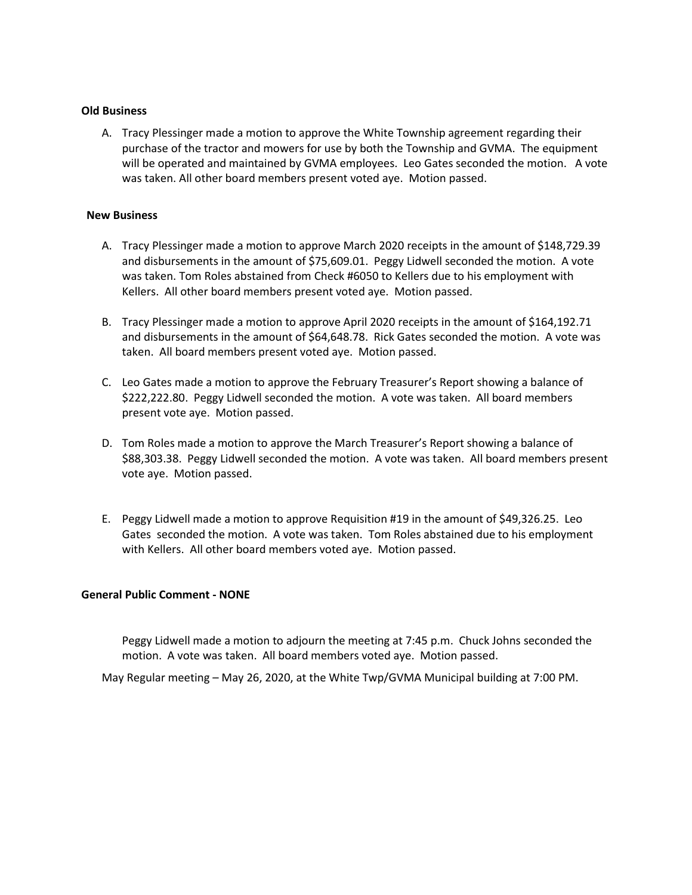**Old Business**

A. Tracy Plessinger made a motion to approve the White Township agreement regarding their purchase of the tractor and mowers for use by both the Township and GVMA. The equipment will be operated and maintained by GVMA employees. Leo Gates seconded the motion. A vote was taken. All other board members present voted aye. Motion passed.

**New Business**

A. Tracy Plessinger made a motion to approve March 2020 receipts in the amount of $148,729.39 and disbursements in the amount of $75,609.01. Peggy Lidwell seconded the motion. A vote was taken. Tom Roles abstained from Check #6050 to Kellers due to his employment with Kellers. All other board members present voted aye. Motion passed.

B. Tracy Plessinger made a motion to approve April 2020 receipts in the amount of $164,192.71 and disbursements in the amount of $64,648.78. Rick Gates seconded the motion. A vote was taken. All board members present voted aye. Motion passed.

C. Leo Gates made a motion to approve the February Treasurer's Report showing a balance of $222,222.80. Peggy Lidwell seconded the motion. A vote was taken. All board members present vote aye. Motion passed.

D. Tom Roles made a motion to approve the March Treasurer's Report showing a balance of $88,303.38. Peggy Lidwell seconded the motion. A vote was taken. All board members present vote aye. Motion passed.

E. Peggy Lidwell made a motion to approve Requisition #19 in the amount of $49,326.25. Leo Gates seconded the motion. A vote was taken. Tom Roles abstained due to his employment with Kellers. All other board members voted aye. Motion passed.

**General Public Comment - NONE**

Peggy Lidwell made a motion to adjourn the meeting at 7:45 p.m. Chuck Johns seconded the motion. A vote was taken. All board members voted aye. Motion passed.

May Regular meeting – May 26, 2020, at the White Twp/GVMA Municipal building at 7:00 PM.